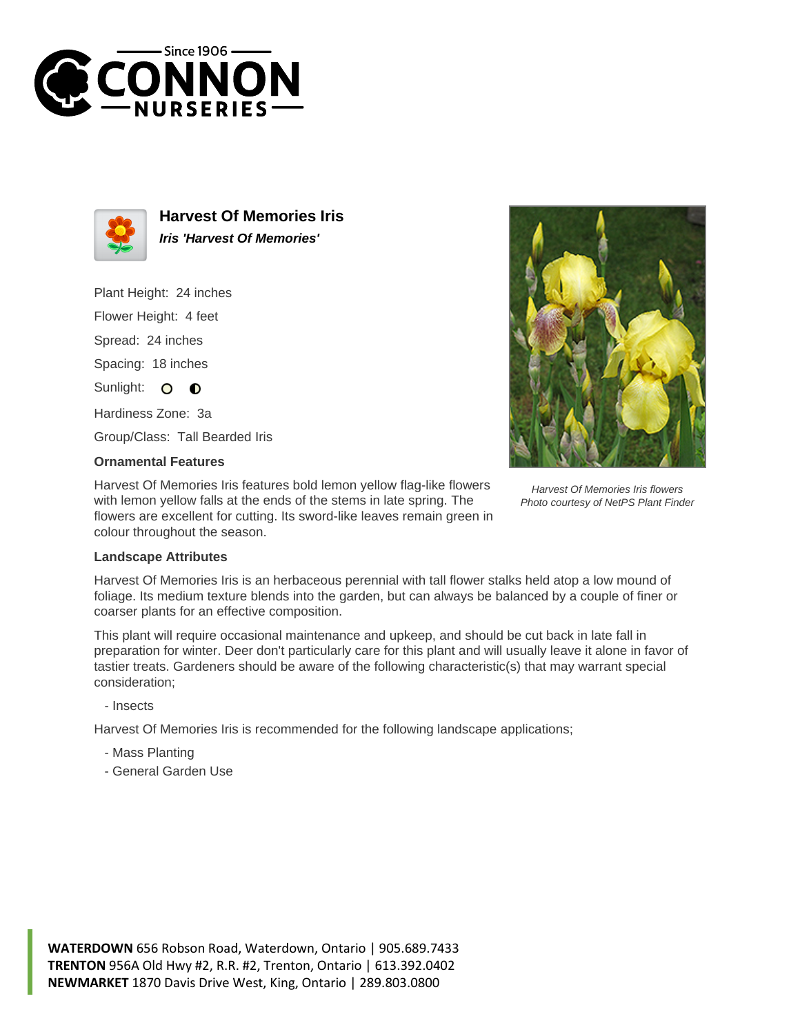# Harvest Of Memories Iris

***Iris 'Harvest Of Memories'***

Plant Height: 24 inches

Flower Height: 4 feet

Spread: 24 inches

Spacing: 18 inches

Sunlight:

Hardiness Zone: 3a

Group/Class: Tall Bearded Iris

### Ornamental Features

Harvest Of Memories Iris features bold lemon yellow flag-like flowers with lemon yellow falls at the ends of the stems in late spring. The flowers are excellent for cutting. Its sword-like leaves remain green in colour throughout the season.

*Harvest Of Memories Iris flowers*
*Photo courtesy of NetPS Plant Finder*

### Landscape Attributes

Harvest Of Memories Iris is an herbaceous perennial with tall flower stalks held atop a low mound of foliage. Its medium texture blends into the garden, but can always be balanced by a couple of finer or coarser plants for an effective composition.

This plant will require occasional maintenance and upkeep, and should be cut back in late fall in preparation for winter. Deer don't particularly care for this plant and will usually leave it alone in favor of tastier treats. Gardeners should be aware of the following characteristic(s) that may warrant special consideration;

- Insects

Harvest Of Memories Iris is recommended for the following landscape applications;

- Mass Planting
- General Garden Use

**WATERDOWN** 656 Robson Road, Waterdown, Ontario | 905.689.7433
**TRENTON** 956A Old Hwy #2, R.R. #2, Trenton, Ontario | 613.392.0402
**NEWMARKET** 1870 Davis Drive West, King, Ontario | 289.803.0800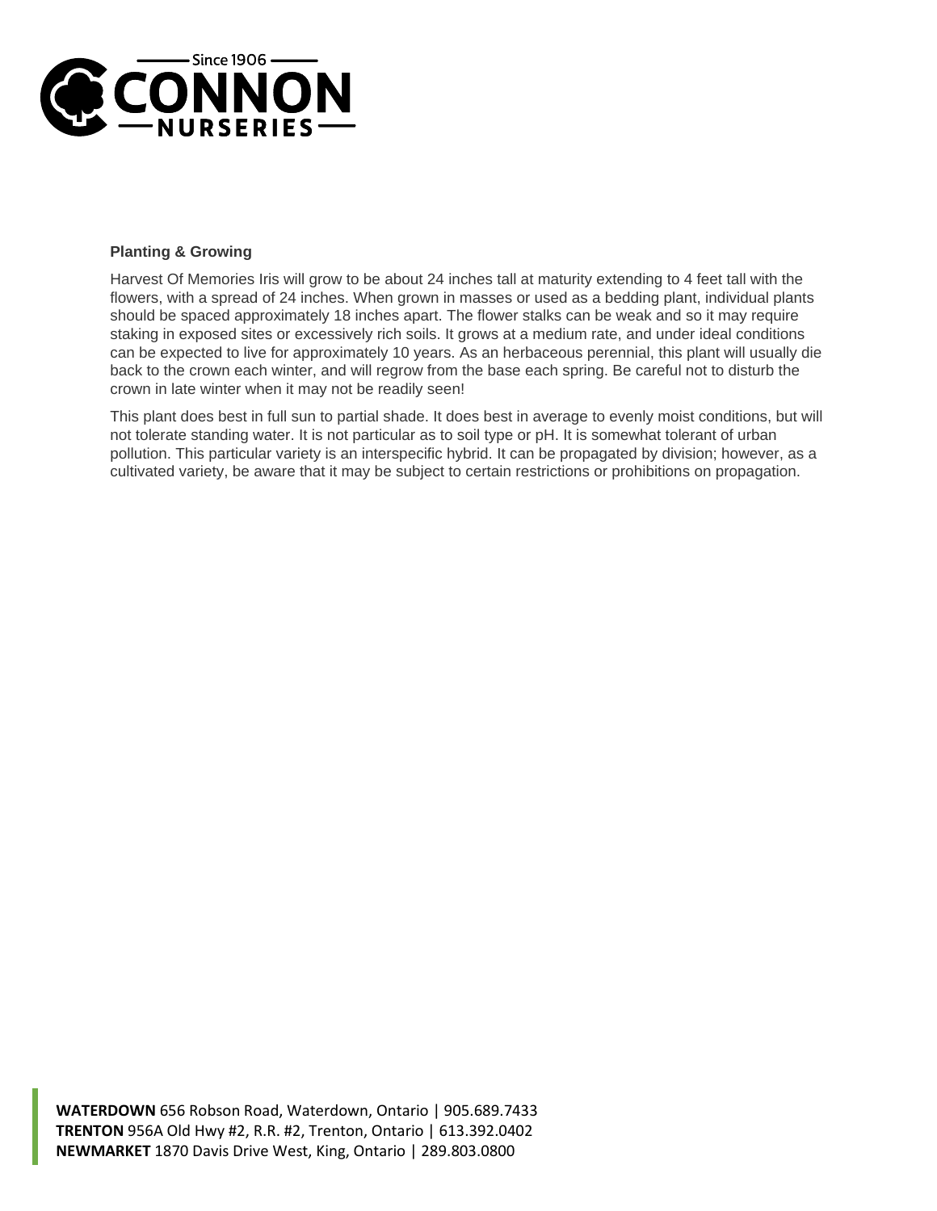### Planting & Growing

Harvest Of Memories Iris will grow to be about 24 inches tall at maturity extending to 4 feet tall with the flowers, with a spread of 24 inches. When grown in masses or used as a bedding plant, individual plants should be spaced approximately 18 inches apart. The flower stalks can be weak and so it may require staking in exposed sites or excessively rich soils. It grows at a medium rate, and under ideal conditions can be expected to live for approximately 10 years. As an herbaceous perennial, this plant will usually die back to the crown each winter, and will regrow from the base each spring. Be careful not to disturb the crown in late winter when it may not be readily seen!

This plant does best in full sun to partial shade. It does best in average to evenly moist conditions, but will not tolerate standing water. It is not particular as to soil type or pH. It is somewhat tolerant of urban pollution. This particular variety is an interspecific hybrid. It can be propagated by division; however, as a cultivated variety, be aware that it may be subject to certain restrictions or prohibitions on propagation.